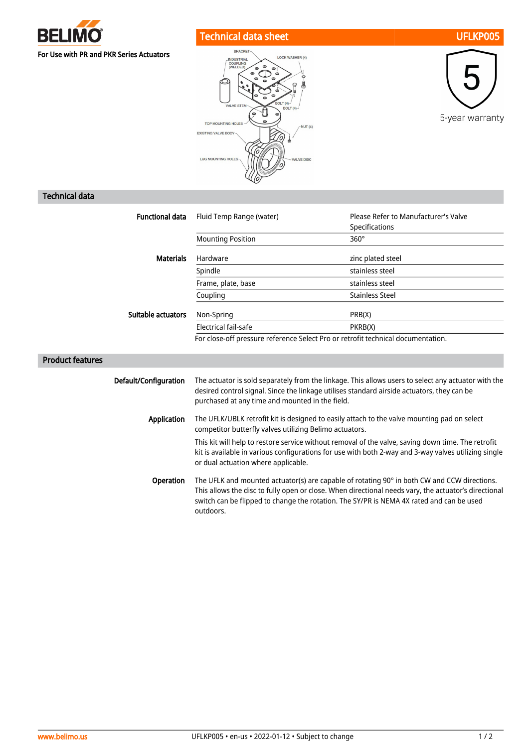BELIMO

For Use with PR and PKR Series Actuators

# Technical data sheet

## UFLKP005

5-year warranty

## Technical data

| | | |
|---|---|---|
| **Functional data** | Fluid Temp Range (water) | Please Refer to Manufacturer's Valve Specifications |
| | Mounting Position | 360° |
| **Materials** | Hardware | zinc plated steel |
| | Spindle | stainless steel |
| | Frame, plate, base | stainless steel |
| | Coupling | Stainless Steel |
| **Suitable actuators** | Non-Spring | PRB(X) |
| | Electrical fail-safe | PKRB(X) |

For close-off pressure reference Select Pro or retrofit technical documentation.

## Product features

**Default/Configuration**

The actuator is sold separately from the linkage. This allows users to select any actuator with the desired control signal. Since the linkage utilises standard airside actuators, they can be purchased at any time and mounted in the field.

**Application**

The UFLK/UBLK retrofit kit is designed to easily attach to the valve mounting pad on select competitor butterfly valves utilizing Belimo actuators.

This kit will help to restore service without removal of the valve, saving down time. The retrofit kit is available in various configurations for use with both 2-way and 3-way valves utilizing single or dual actuation where applicable.

**Operation**

The UFLK and mounted actuator(s) are capable of rotating 90° in both CW and CCW directions. This allows the disc to fully open or close. When directional needs vary, the actuator's directional switch can be flipped to change the rotation. The SY/PR is NEMA 4X rated and can be used outdoors.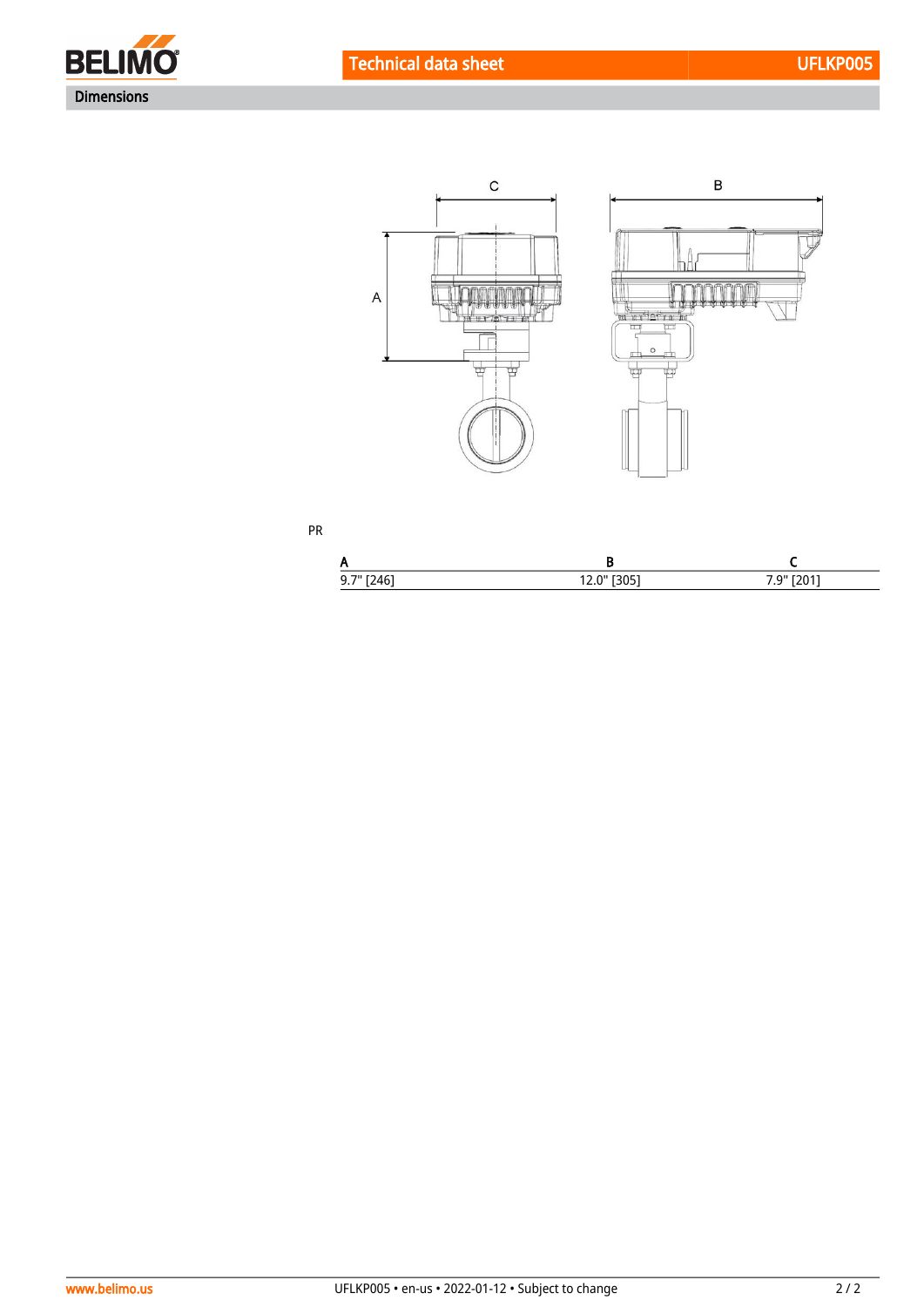## Dimensions

C

B

A

PR

| A | B | C |
|---|---|---|
| 9.7" [246] | 12.0" [305] | 7.9" [201] |